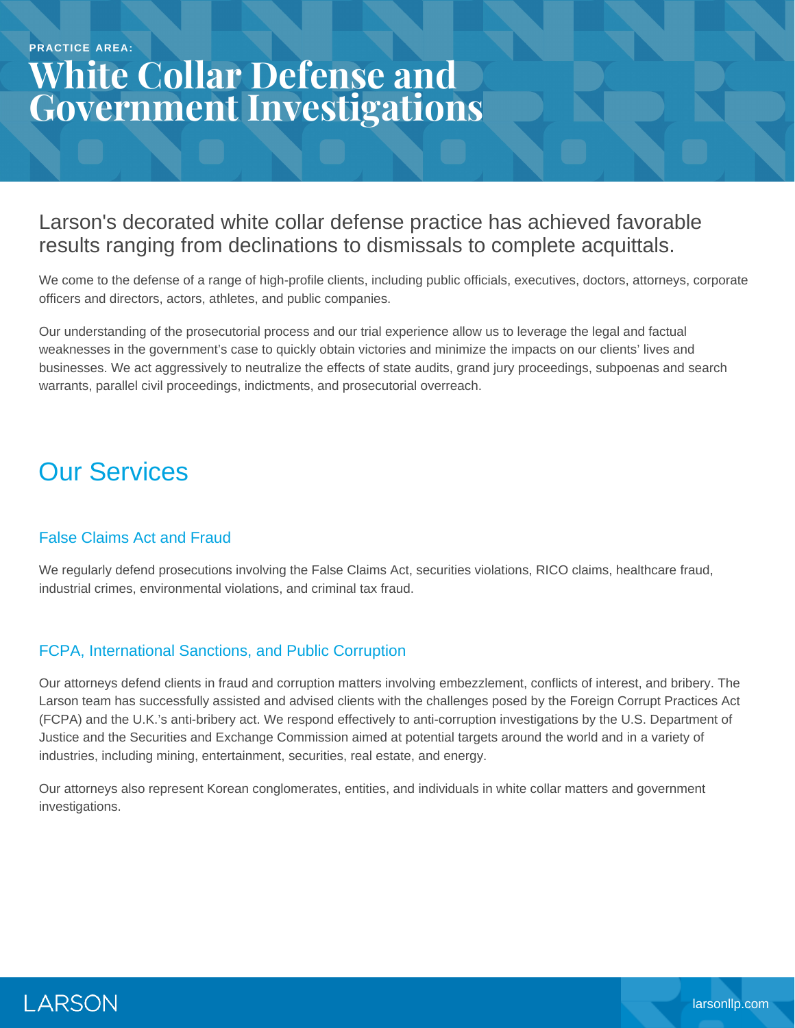PRACTICE AREA:

# White Collar Defense and Government Investigations

Larson's decorated white collar defense practice has achieved favorable results ranging from declinations to dismissals to complete acquittals.

We come to the defense of a range of high-profile clients, including public officials, executives, doctors, attorneys, corporate officers and directors, actors, athletes, and public companies.

Our understanding of the prosecutorial process and our trial experience allow us to leverage the legal and factual weaknesses in the government's case to quickly obtain victories and minimize the impacts on our clients' lives and businesses. We act aggressively to neutralize the effects of state audits, grand jury proceedings, subpoenas and search warrants, parallel civil proceedings, indictments, and prosecutorial overreach.

## Our Services

### False Claims Act and Fraud

We regularly defend prosecutions involving the False Claims Act, securities violations, RICO claims, healthcare fraud, industrial crimes, environmental violations, and criminal tax fraud.

### FCPA, International Sanctions, and Public Corruption

Our attorneys defend clients in fraud and corruption matters involving embezzlement, conflicts of interest, and bribery. The Larson team has successfully assisted and advised clients with the challenges posed by the Foreign Corrupt Practices Act (FCPA) and the U.K.'s anti-bribery act. We respond effectively to anti-corruption investigations by the U.S. Department of Justice and the Securities and Exchange Commission aimed at potential targets around the world and in a variety of industries, including mining, entertainment, securities, real estate, and energy.

Our attorneys also represent Korean conglomerates, entities, and individuals in white collar matters and government investigations.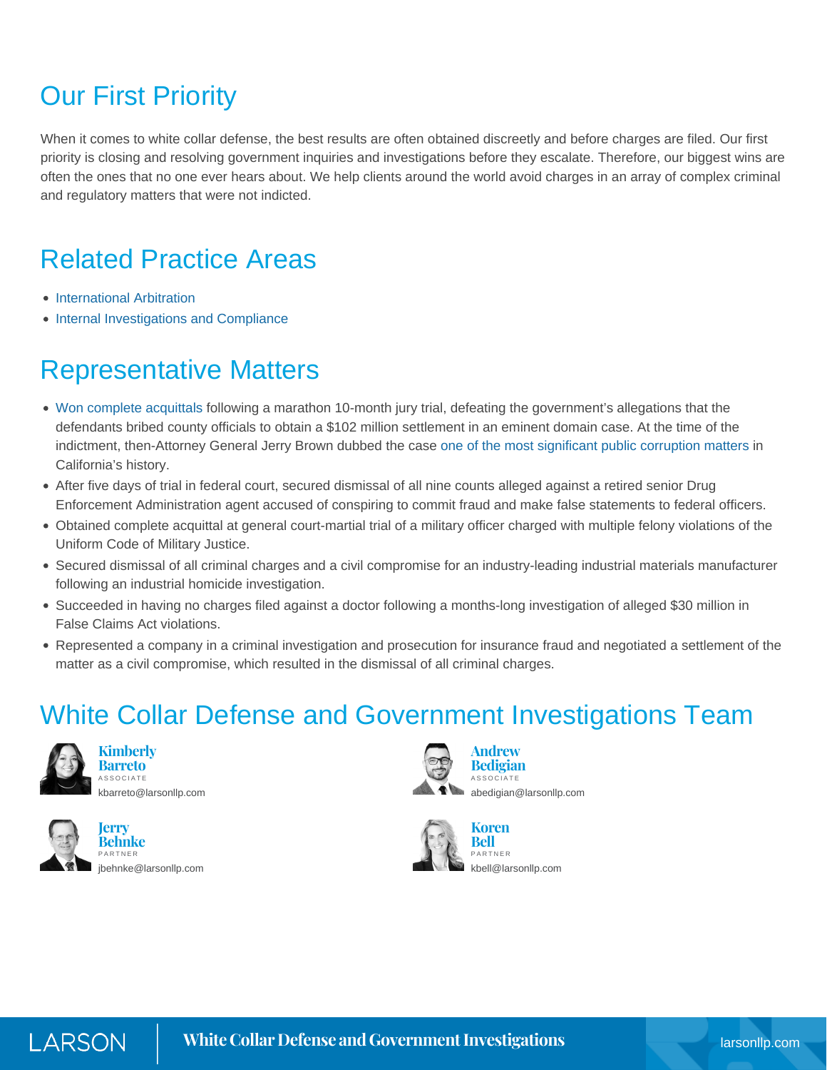## Our First Priority

When it comes to white collar defense, the best results are often obtained discreetly and before charges are filed. Our first priority is closing and resolving government inquiries and investigations before they escalate. Therefore, our biggest wins are often the ones that no one ever hears about. We help clients around the world avoid charges in an array of complex criminal and regulatory matters that were not indicted.

## Related Practice Areas

- International Arbitration
- Internal Investigations and Compliance

## Representative Matters

- Won complete acquittals following a marathon 10-month jury trial, defeating the government's allegations that the defendants bribed county officials to obtain a $102 million settlement in an eminent domain case. At the time of the indictment, then-Attorney General Jerry Brown dubbed the case one of the most significant public corruption matters in California's history.
- After five days of trial in federal court, secured dismissal of all nine counts alleged against a retired senior Drug Enforcement Administration agent accused of conspiring to commit fraud and make false statements to federal officers.
- Obtained complete acquittal at general court-martial trial of a military officer charged with multiple felony violations of the Uniform Code of Military Justice.
- Secured dismissal of all criminal charges and a civil compromise for an industry-leading industrial materials manufacturer following an industrial homicide investigation.
- Succeeded in having no charges filed against a doctor following a months-long investigation of alleged $30 million in False Claims Act violations.
- Represented a company in a criminal investigation and prosecution for insurance fraud and negotiated a settlement of the matter as a civil compromise, which resulted in the dismissal of all criminal charges.

## White Collar Defense and Government Investigations Team

**Kimberly Barreto**
ASSOCIATE
kbarreto@larsonllp.com

**Andrew Bedigian**
ASSOCIATE
abedigian@larsonllp.com

**Jerry Behnke**
PARTNER
jbehnke@larsonllp.com

**Koren Bell**
PARTNER
kbell@larsonllp.com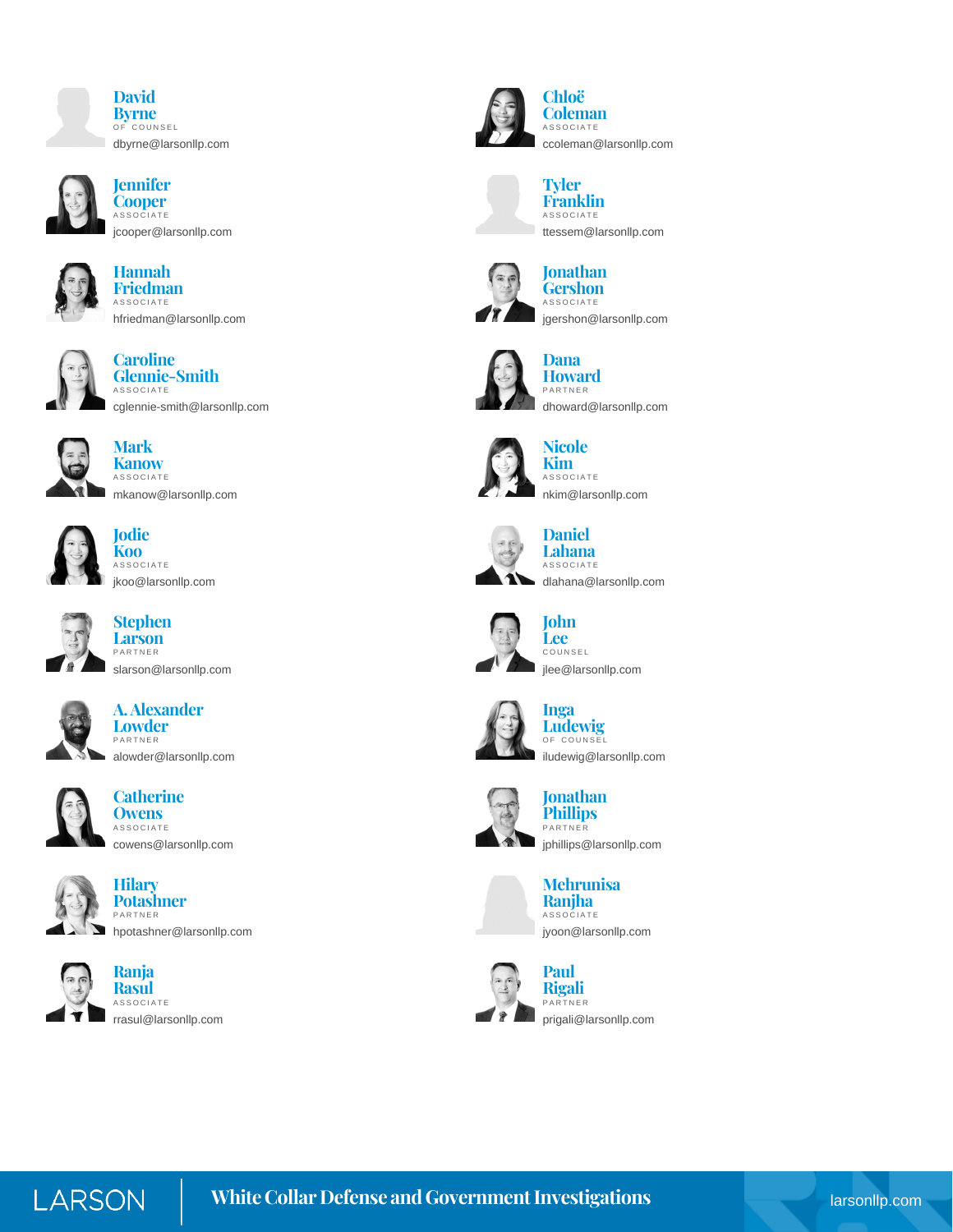**David Byrne**
OF COUNSEL
dbyrne@larsonllp.com

**Jennifer Cooper**
ASSOCIATE
jcooper@larsonllp.com

**Hannah Friedman**
ASSOCIATE
hfriedman@larsonllp.com

**Caroline Glennie-Smith**
ASSOCIATE
cglennie-smith@larsonllp.com

**Mark Kanow**
ASSOCIATE
mkanow@larsonllp.com

**Jodie Koo**
ASSOCIATE
jkoo@larsonllp.com

**Stephen Larson**
PARTNER
slarson@larsonllp.com

**A. Alexander Lowder**
PARTNER
alowder@larsonllp.com

**Catherine Owens**
ASSOCIATE
cowens@larsonllp.com

**Hilary Potashner**
PARTNER
hpotashner@larsonllp.com

**Ranja Rasul**
ASSOCIATE
rrasul@larsonllp.com

**Chloë Coleman**
ASSOCIATE
ccoleman@larsonllp.com

**Tyler Franklin**
ASSOCIATE
ttessem@larsonllp.com

**Jonathan Gershon**
ASSOCIATE
jgershon@larsonllp.com

**Dana Howard**
PARTNER
dhoward@larsonllp.com

**Nicole Kim**
ASSOCIATE
nkim@larsonllp.com

**Daniel Lahana**
ASSOCIATE
dlahana@larsonllp.com

**John Lee**
COUNSEL
jlee@larsonllp.com

**Inga Ludewig**
OF COUNSEL
iludewig@larsonllp.com

**Jonathan Phillips**
PARTNER
jphillips@larsonllp.com

**Mehrunisa Ranjha**
ASSOCIATE
jyoon@larsonllp.com

**Paul Rigali**
PARTNER
prigali@larsonllp.com

LARSON | White Collar Defense and Government Investigations | larsonllp.com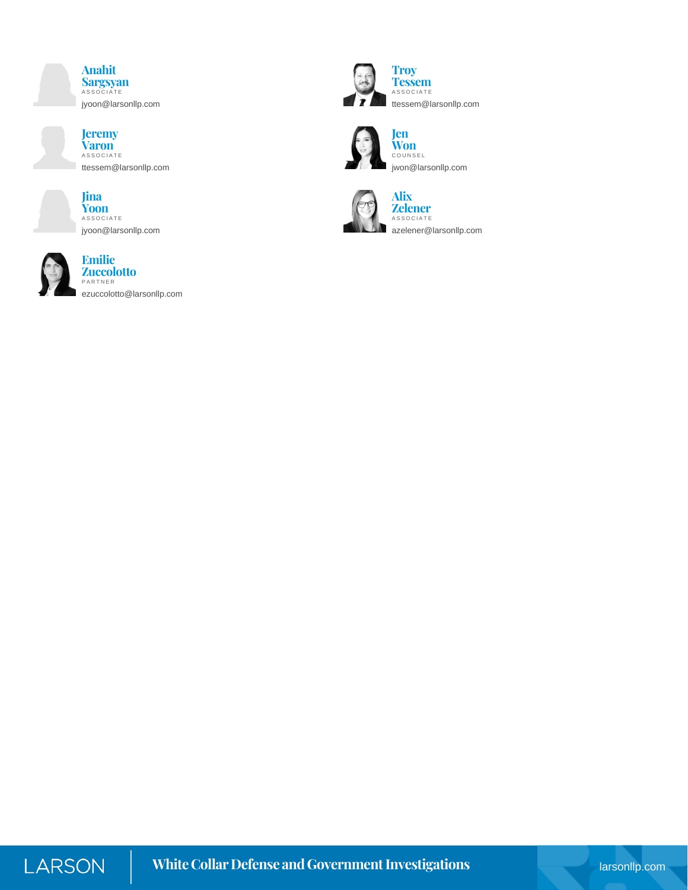**Anahit Sargsyan**
ASSOCIATE
jyoon@larsonllp.com

**Jeremy Varon**
ASSOCIATE
ttessem@larsonllp.com

**Jina Yoon**
ASSOCIATE
jyoon@larsonllp.com

**Emilie Zuccolotto**
PARTNER
ezuccolotto@larsonllp.com

**Troy Tessem**
ASSOCIATE
ttessem@larsonllp.com

**Jen Won**
COUNSEL
jwon@larsonllp.com

**Alix Zelener**
ASSOCIATE
azelener@larsonllp.com